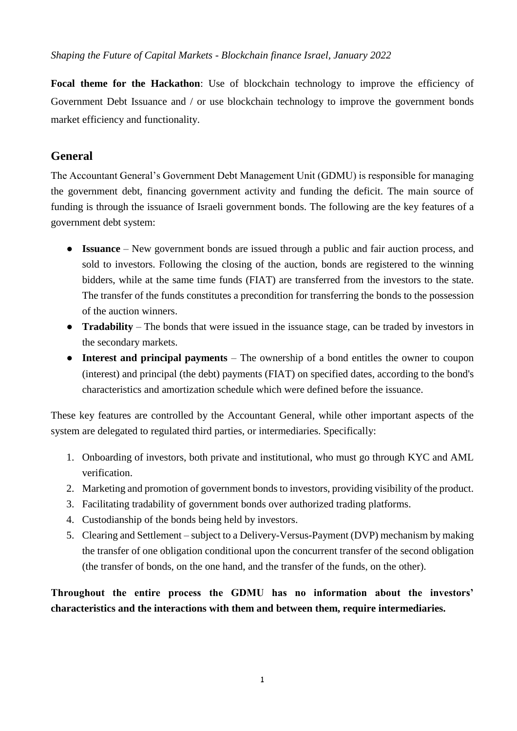*Shaping the Future of Capital Markets - Blockchain finance Israel, January 2022*

**Focal theme for the Hackathon**: Use of blockchain technology to improve the efficiency of Government Debt Issuance and / or use blockchain technology to improve the government bonds market efficiency and functionality.

## General

The Accountant General's Government Debt Management Unit (GDMU) is responsible for managing the government debt, financing government activity and funding the deficit. The main source of funding is through the issuance of Israeli government bonds. The following are the key features of a government debt system:

- **Issuance** – New government bonds are issued through a public and fair auction process, and sold to investors. Following the closing of the auction, bonds are registered to the winning bidders, while at the same time funds (FIAT) are transferred from the investors to the state. The transfer of the funds constitutes a precondition for transferring the bonds to the possession of the auction winners.
- **Tradability** – The bonds that were issued in the issuance stage, can be traded by investors in the secondary markets.
- **Interest and principal payments** – The ownership of a bond entitles the owner to coupon (interest) and principal (the debt) payments (FIAT) on specified dates, according to the bond's characteristics and amortization schedule which were defined before the issuance.

These key features are controlled by the Accountant General, while other important aspects of the system are delegated to regulated third parties, or intermediaries. Specifically:

1. Onboarding of investors, both private and institutional, who must go through KYC and AML verification.
2. Marketing and promotion of government bonds to investors, providing visibility of the product.
3. Facilitating tradability of government bonds over authorized trading platforms.
4. Custodianship of the bonds being held by investors.
5. Clearing and Settlement – subject to a Delivery-Versus-Payment (DVP) mechanism by making the transfer of one obligation conditional upon the concurrent transfer of the second obligation (the transfer of bonds, on the one hand, and the transfer of the funds, on the other).

**Throughout the entire process the GDMU has no information about the investors' characteristics and the interactions with them and between them, require intermediaries.**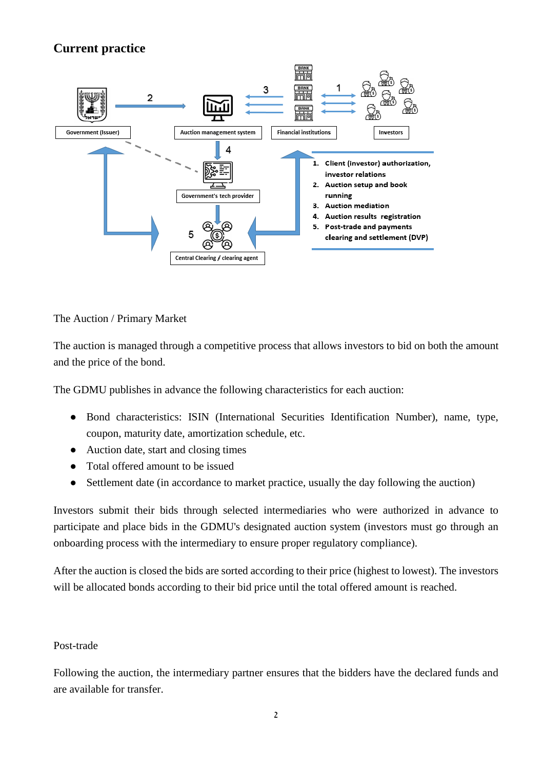## Current practice

Government (Issuer)

Auction management system

Financial institutions

Investors

Government's tech provider

Central Clearing / clearing agent

1. Client (investor) authorization, investor relations
2. Auction setup and book running
3. Auction mediation
4. Auction results registration
5. Post-trade and payments clearing and settlement (DVP)

The Auction / Primary Market

The auction is managed through a competitive process that allows investors to bid on both the amount and the price of the bond.

The GDMU publishes in advance the following characteristics for each auction:

- Bond characteristics: ISIN (International Securities Identification Number), name, type, coupon, maturity date, amortization schedule, etc.
- Auction date, start and closing times
- Total offered amount to be issued
- Settlement date (in accordance to market practice, usually the day following the auction)

Investors submit their bids through selected intermediaries who were authorized in advance to participate and place bids in the GDMU's designated auction system (investors must go through an onboarding process with the intermediary to ensure proper regulatory compliance).

After the auction is closed the bids are sorted according to their price (highest to lowest). The investors will be allocated bonds according to their bid price until the total offered amount is reached.

Post-trade

Following the auction, the intermediary partner ensures that the bidders have the declared funds and are available for transfer.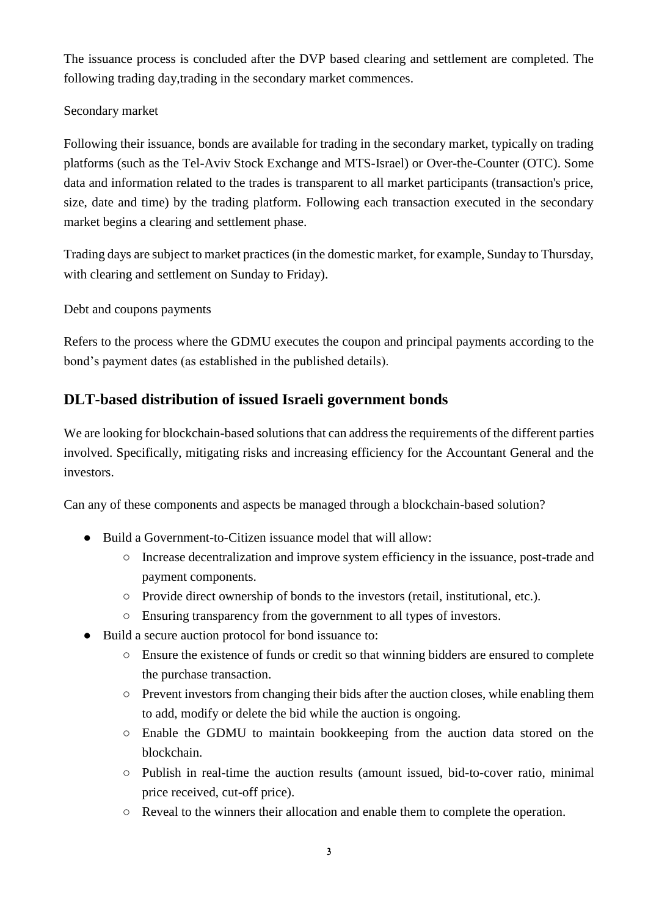The issuance process is concluded after the DVP based clearing and settlement are completed. The following trading day,trading in the secondary market commences.

Secondary market

Following their issuance, bonds are available for trading in the secondary market, typically on trading platforms (such as the Tel-Aviv Stock Exchange and MTS-Israel) or Over-the-Counter (OTC). Some data and information related to the trades is transparent to all market participants (transaction's price, size, date and time) by the trading platform. Following each transaction executed in the secondary market begins a clearing and settlement phase.

Trading days are subject to market practices (in the domestic market, for example, Sunday to Thursday, with clearing and settlement on Sunday to Friday).

Debt and coupons payments

Refers to the process where the GDMU executes the coupon and principal payments according to the bond's payment dates (as established in the published details).

## DLT-based distribution of issued Israeli government bonds

We are looking for blockchain-based solutions that can address the requirements of the different parties involved. Specifically, mitigating risks and increasing efficiency for the Accountant General and the investors.

Can any of these components and aspects be managed through a blockchain-based solution?

- Build a Government-to-Citizen issuance model that will allow:
  - Increase decentralization and improve system efficiency in the issuance, post-trade and payment components.
  - Provide direct ownership of bonds to the investors (retail, institutional, etc.).
  - Ensuring transparency from the government to all types of investors.
- Build a secure auction protocol for bond issuance to:
  - Ensure the existence of funds or credit so that winning bidders are ensured to complete the purchase transaction.
  - Prevent investors from changing their bids after the auction closes, while enabling them to add, modify or delete the bid while the auction is ongoing.
  - Enable the GDMU to maintain bookkeeping from the auction data stored on the blockchain.
  - Publish in real-time the auction results (amount issued, bid-to-cover ratio, minimal price received, cut-off price).
  - Reveal to the winners their allocation and enable them to complete the operation.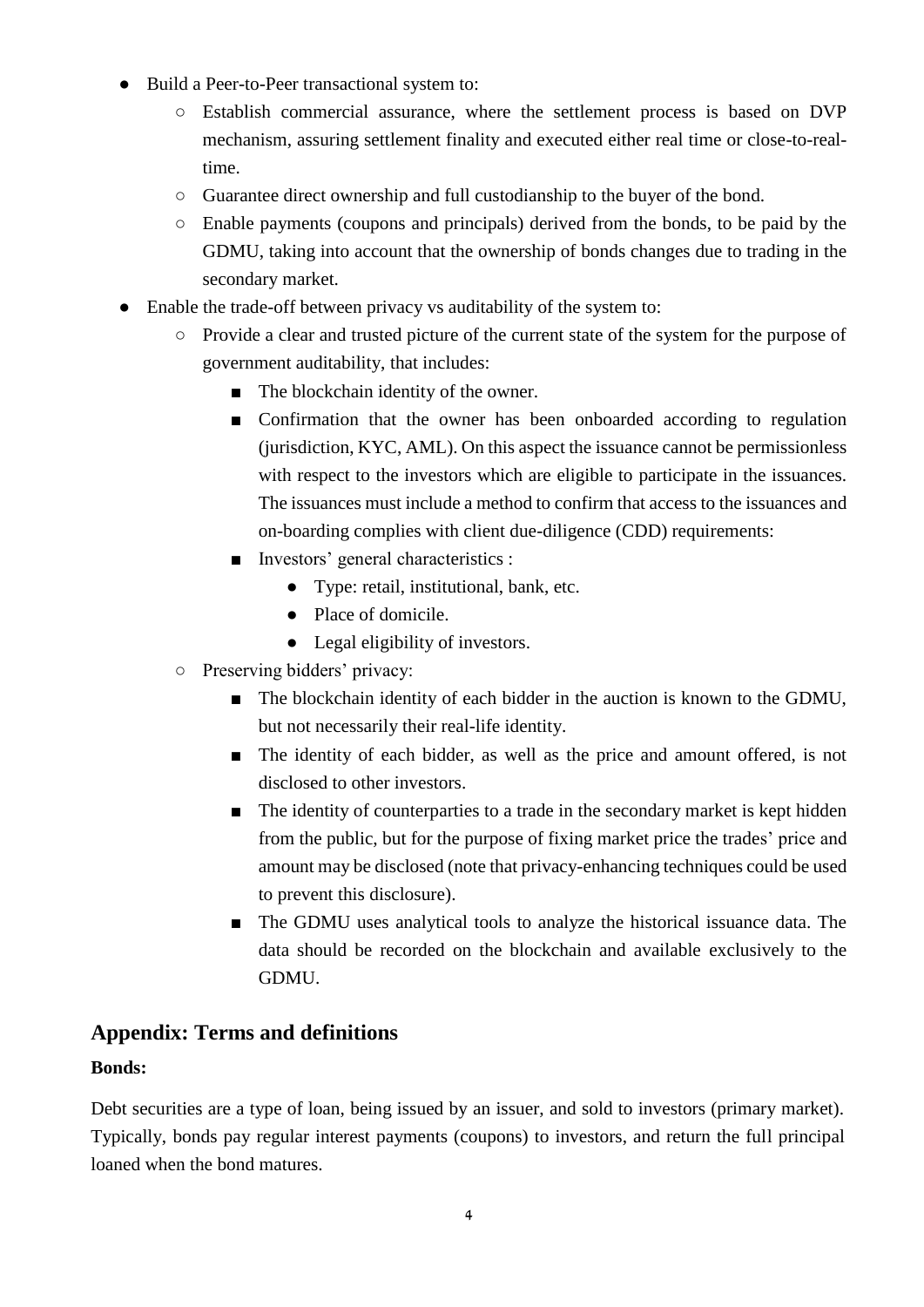- Build a Peer-to-Peer transactional system to:
  - Establish commercial assurance, where the settlement process is based on DVP mechanism, assuring settlement finality and executed either real time or close-to-real-time.
  - Guarantee direct ownership and full custodianship to the buyer of the bond.
  - Enable payments (coupons and principals) derived from the bonds, to be paid by the GDMU, taking into account that the ownership of bonds changes due to trading in the secondary market.
- Enable the trade-off between privacy vs auditability of the system to:
  - Provide a clear and trusted picture of the current state of the system for the purpose of government auditability, that includes:
    - The blockchain identity of the owner.
    - Confirmation that the owner has been onboarded according to regulation (jurisdiction, KYC, AML). On this aspect the issuance cannot be permissionless with respect to the investors which are eligible to participate in the issuances. The issuances must include a method to confirm that access to the issuances and on-boarding complies with client due-diligence (CDD) requirements:
    - Investors' general characteristics :
      - Type: retail, institutional, bank, etc.
      - Place of domicile.
      - Legal eligibility of investors.
  - Preserving bidders' privacy:
    - The blockchain identity of each bidder in the auction is known to the GDMU, but not necessarily their real-life identity.
    - The identity of each bidder, as well as the price and amount offered, is not disclosed to other investors.
    - The identity of counterparties to a trade in the secondary market is kept hidden from the public, but for the purpose of fixing market price the trades' price and amount may be disclosed (note that privacy-enhancing techniques could be used to prevent this disclosure).
    - The GDMU uses analytical tools to analyze the historical issuance data. The data should be recorded on the blockchain and available exclusively to the GDMU.

## Appendix: Terms and definitions

**Bonds:**

Debt securities are a type of loan, being issued by an issuer, and sold to investors (primary market). Typically, bonds pay regular interest payments (coupons) to investors, and return the full principal loaned when the bond matures.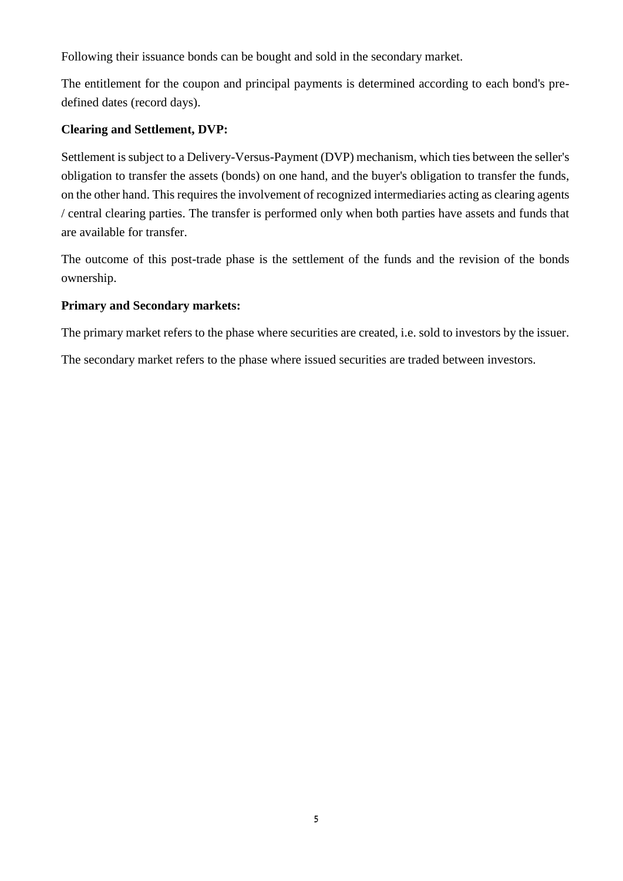Following their issuance bonds can be bought and sold in the secondary market.

The entitlement for the coupon and principal payments is determined according to each bond's pre-defined dates (record days).

**Clearing and Settlement, DVP:**

Settlement is subject to a Delivery-Versus-Payment (DVP) mechanism, which ties between the seller's obligation to transfer the assets (bonds) on one hand, and the buyer's obligation to transfer the funds, on the other hand. This requires the involvement of recognized intermediaries acting as clearing agents / central clearing parties. The transfer is performed only when both parties have assets and funds that are available for transfer.

The outcome of this post-trade phase is the settlement of the funds and the revision of the bonds ownership.

**Primary and Secondary markets:**

The primary market refers to the phase where securities are created, i.e. sold to investors by the issuer.

The secondary market refers to the phase where issued securities are traded between investors.